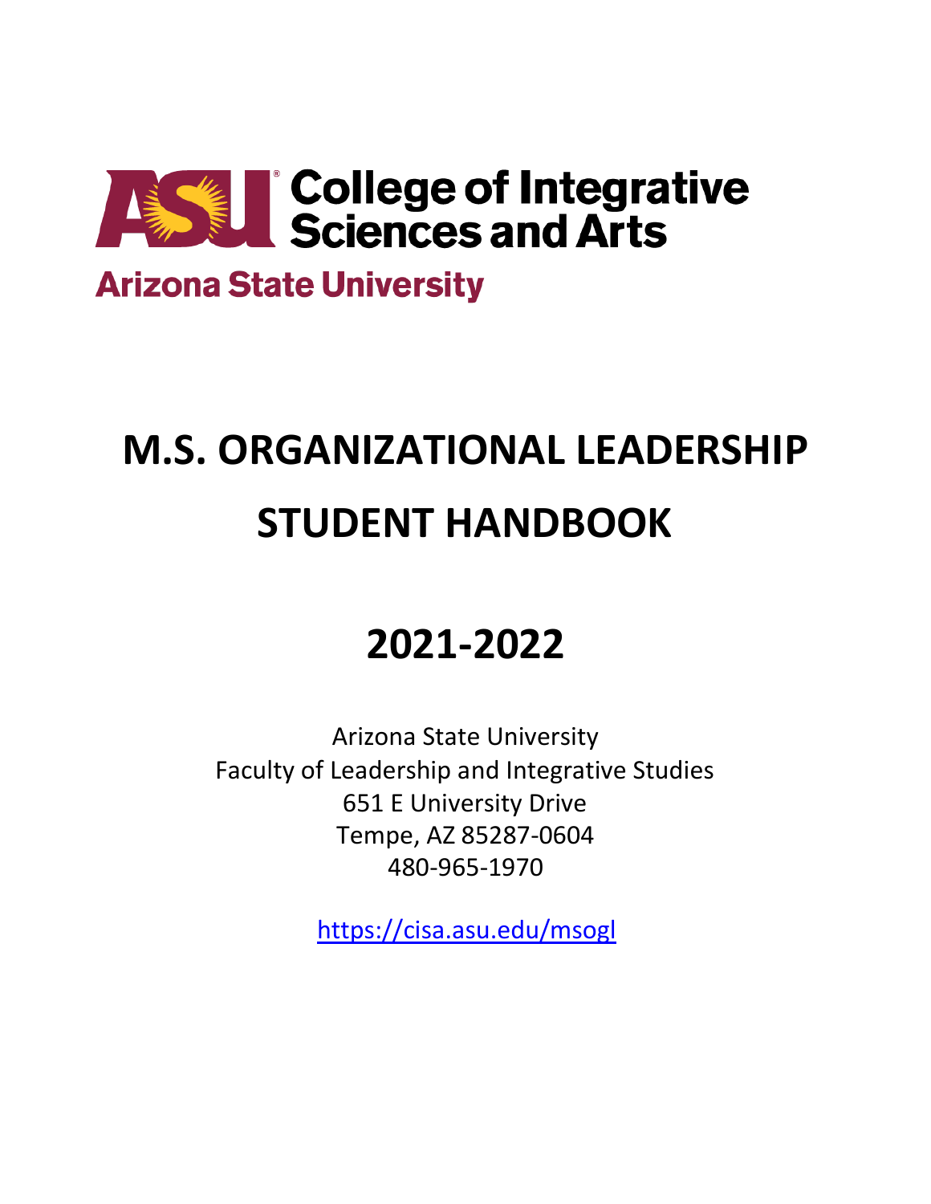College of Integrative Sciences and Arts

Arizona State University

# M.S. ORGANIZATIONAL LEADERSHIP STUDENT HANDBOOK

# 2021-2022

Arizona State University
Faculty of Leadership and Integrative Studies
651 E University Drive
Tempe, AZ 85287-0604
480-965-1970

https://cisa.asu.edu/msogl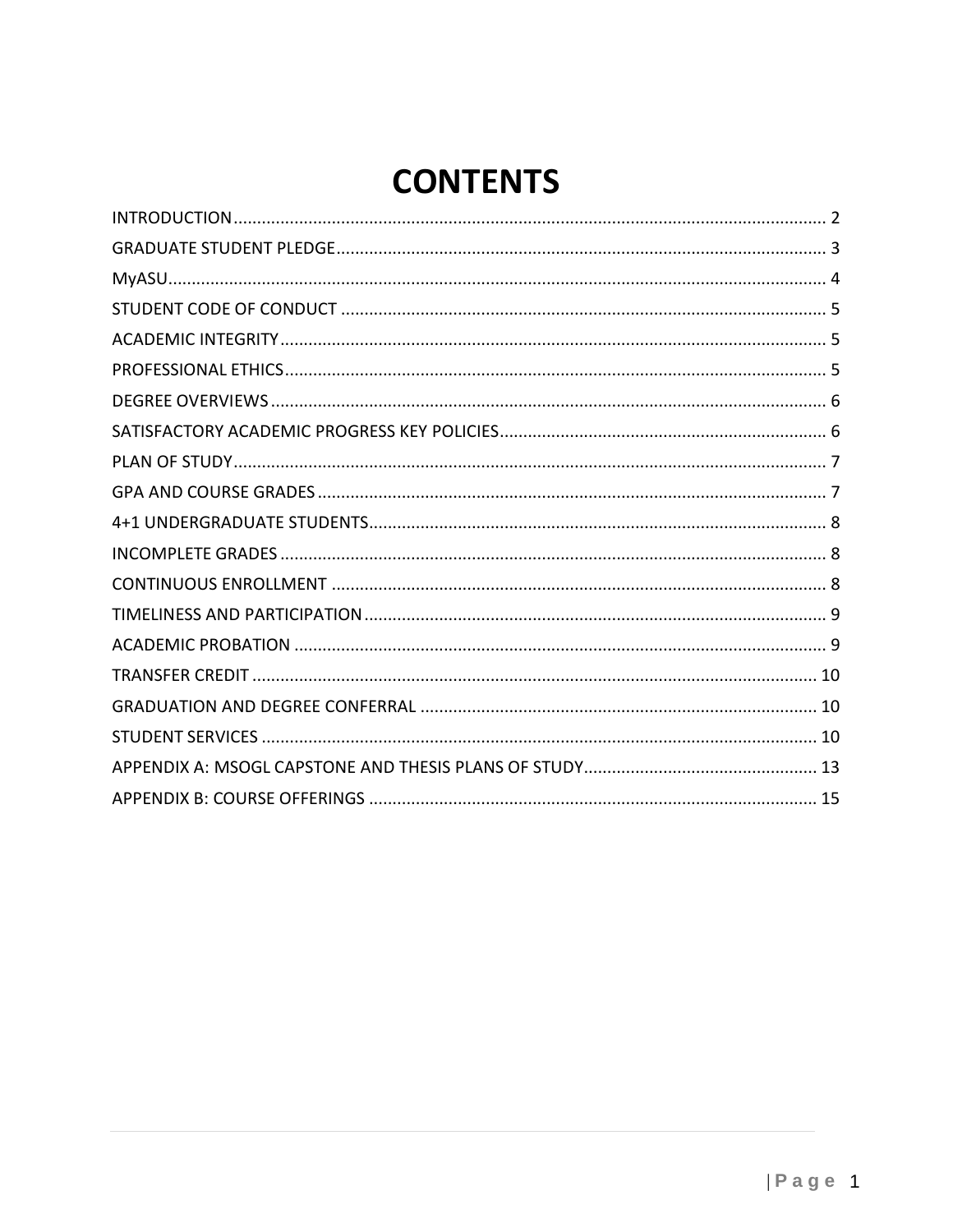# CONTENTS

INTRODUCTION .......... 2
GRADUATE STUDENT PLEDGE .......... 3
MyASU .......... 4
STUDENT CODE OF CONDUCT .......... 5
ACADEMIC INTEGRITY .......... 5
PROFESSIONAL ETHICS .......... 5
DEGREE OVERVIEWS .......... 6
SATISFACTORY ACADEMIC PROGRESS KEY POLICIES .......... 6
PLAN OF STUDY .......... 7
GPA AND COURSE GRADES .......... 7
4+1 UNDERGRADUATE STUDENTS .......... 8
INCOMPLETE GRADES .......... 8
CONTINUOUS ENROLLMENT .......... 8
TIMELINESS AND PARTICIPATION .......... 9
ACADEMIC PROBATION .......... 9
TRANSFER CREDIT .......... 10
GRADUATION AND DEGREE CONFERRAL .......... 10
STUDENT SERVICES .......... 10
APPENDIX A: MSOGL CAPSTONE AND THESIS PLANS OF STUDY .......... 13
APPENDIX B: COURSE OFFERINGS .......... 15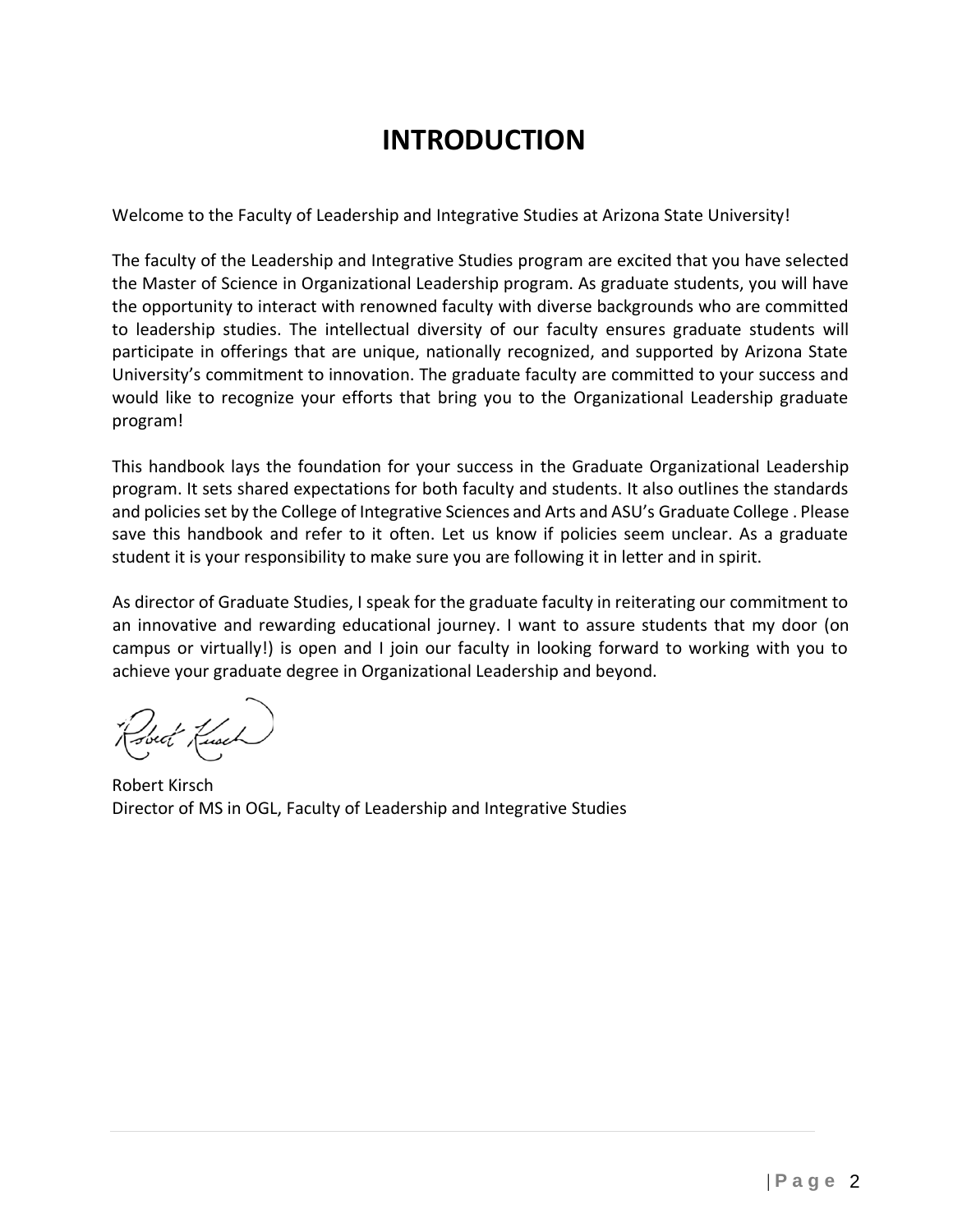# INTRODUCTION

Welcome to the Faculty of Leadership and Integrative Studies at Arizona State University!

The faculty of the Leadership and Integrative Studies program are excited that you have selected the Master of Science in Organizational Leadership program. As graduate students, you will have the opportunity to interact with renowned faculty with diverse backgrounds who are committed to leadership studies. The intellectual diversity of our faculty ensures graduate students will participate in offerings that are unique, nationally recognized, and supported by Arizona State University's commitment to innovation. The graduate faculty are committed to your success and would like to recognize your efforts that bring you to the Organizational Leadership graduate program!

This handbook lays the foundation for your success in the Graduate Organizational Leadership program. It sets shared expectations for both faculty and students. It also outlines the standards and policies set by the College of Integrative Sciences and Arts and ASU's Graduate College . Please save this handbook and refer to it often. Let us know if policies seem unclear. As a graduate student it is your responsibility to make sure you are following it in letter and in spirit.

As director of Graduate Studies, I speak for the graduate faculty in reiterating our commitment to an innovative and rewarding educational journey. I want to assure students that my door (on campus or virtually!) is open and I join our faculty in looking forward to working with you to achieve your graduate degree in Organizational Leadership and beyond.

Robert Kirsch
Director of MS in OGL, Faculty of Leadership and Integrative Studies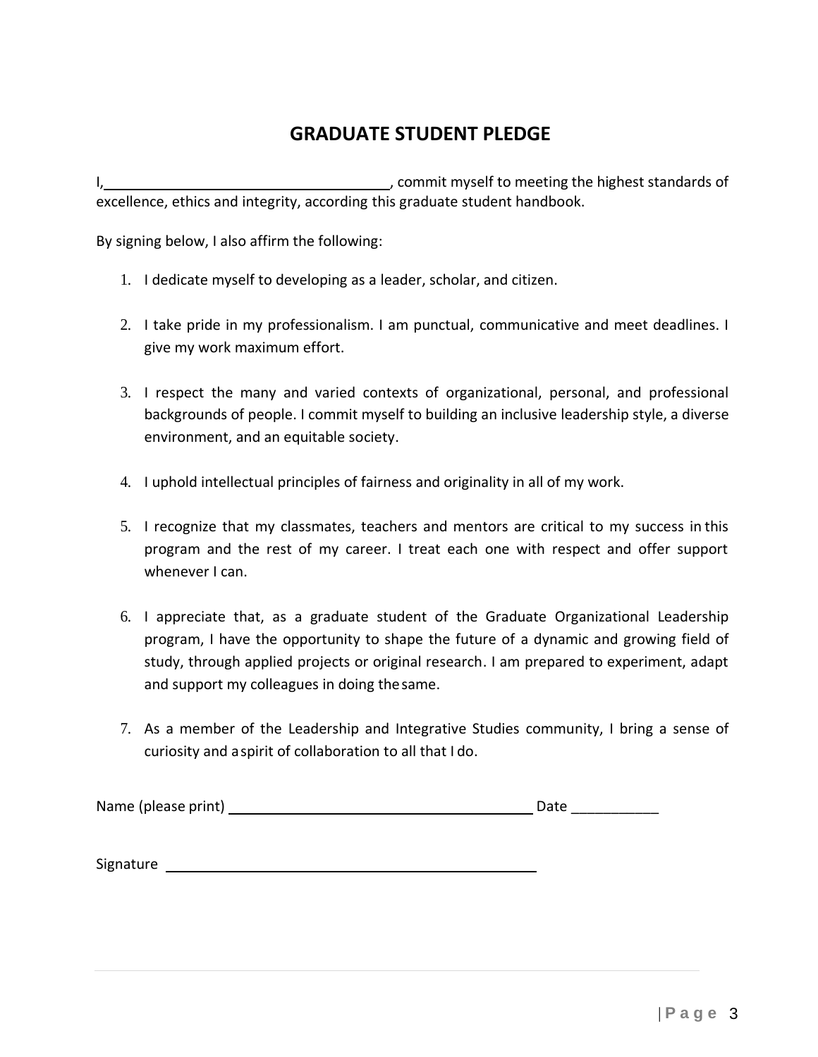## GRADUATE STUDENT PLEDGE

I,\_\_\_\_\_\_\_\_\_\_\_\_\_\_\_\_\_\_\_\_\_\_\_\_\_\_\_\_\_\_\_\_\_\_\_\_, commit myself to meeting the highest standards of excellence, ethics and integrity, according this graduate student handbook.

By signing below, I also affirm the following:

1. I dedicate myself to developing as a leader, scholar, and citizen.

2. I take pride in my professionalism. I am punctual, communicative and meet deadlines. I give my work maximum effort.

3. I respect the many and varied contexts of organizational, personal, and professional backgrounds of people. I commit myself to building an inclusive leadership style, a diverse environment, and an equitable society.

4. I uphold intellectual principles of fairness and originality in all of my work.

5. I recognize that my classmates, teachers and mentors are critical to my success in this program and the rest of my career. I treat each one with respect and offer support whenever I can.

6. I appreciate that, as a graduate student of the Graduate Organizational Leadership program, I have the opportunity to shape the future of a dynamic and growing field of study, through applied projects or original research. I am prepared to experiment, adapt and support my colleagues in doing the same.

7. As a member of the Leadership and Integrative Studies community, I bring a sense of curiosity and a spirit of collaboration to all that I do.

Name (please print) \_\_\_\_\_\_\_\_\_\_\_\_\_\_\_\_\_\_\_\_\_\_\_\_\_\_\_\_\_\_\_\_\_\_\_\_\_\_\_\_ Date \_\_\_\_\_\_\_\_\_\_\_

Signature \_\_\_\_\_\_\_\_\_\_\_\_\_\_\_\_\_\_\_\_\_\_\_\_\_\_\_\_\_\_\_\_\_\_\_\_\_\_\_\_\_\_\_\_\_\_\_\_\_\_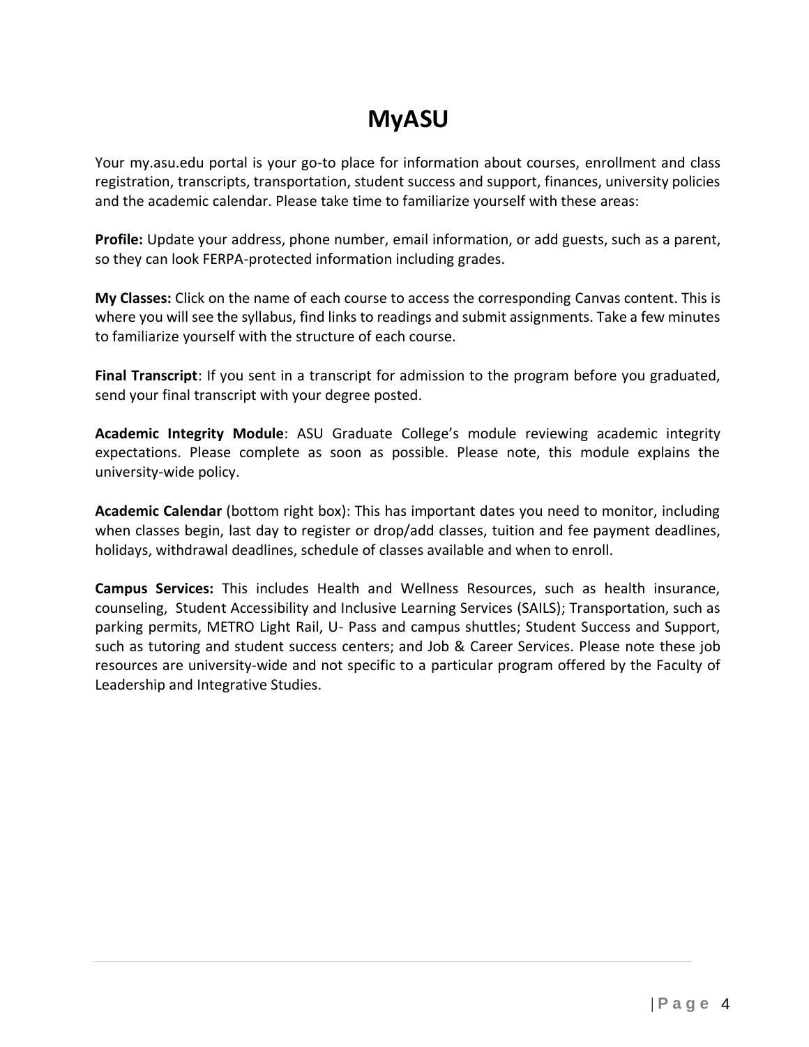# MyASU

Your my.asu.edu portal is your go-to place for information about courses, enrollment and class registration, transcripts, transportation, student success and support, finances, university policies and the academic calendar. Please take time to familiarize yourself with these areas:

**Profile:** Update your address, phone number, email information, or add guests, such as a parent, so they can look FERPA-protected information including grades.

**My Classes:** Click on the name of each course to access the corresponding Canvas content. This is where you will see the syllabus, find links to readings and submit assignments. Take a few minutes to familiarize yourself with the structure of each course.

**Final Transcript**: If you sent in a transcript for admission to the program before you graduated, send your final transcript with your degree posted.

**Academic Integrity Module**: ASU Graduate College's module reviewing academic integrity expectations. Please complete as soon as possible. Please note, this module explains the university-wide policy.

**Academic Calendar** (bottom right box): This has important dates you need to monitor, including when classes begin, last day to register or drop/add classes, tuition and fee payment deadlines, holidays, withdrawal deadlines, schedule of classes available and when to enroll.

**Campus Services:** This includes Health and Wellness Resources, such as health insurance, counseling, Student Accessibility and Inclusive Learning Services (SAILS); Transportation, such as parking permits, METRO Light Rail, U- Pass and campus shuttles; Student Success and Support, such as tutoring and student success centers; and Job & Career Services. Please note these job resources are university-wide and not specific to a particular program offered by the Faculty of Leadership and Integrative Studies.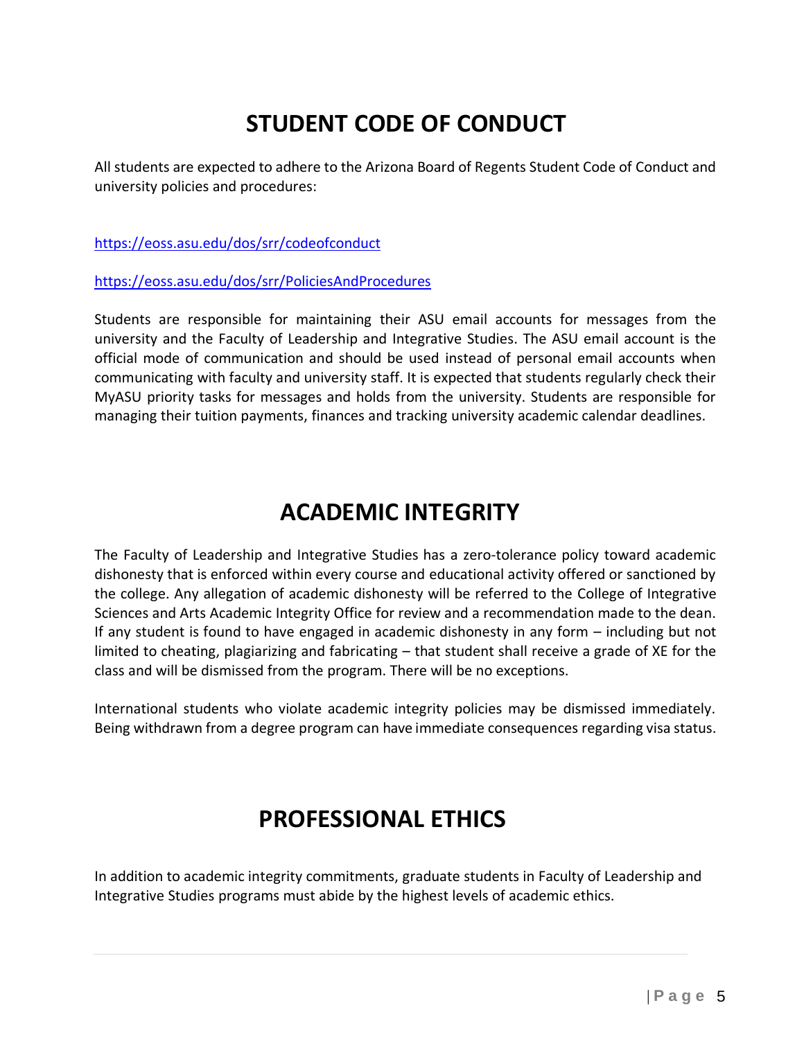# STUDENT CODE OF CONDUCT

All students are expected to adhere to the Arizona Board of Regents Student Code of Conduct and university policies and procedures:

https://eoss.asu.edu/dos/srr/codeofconduct

https://eoss.asu.edu/dos/srr/PoliciesAndProcedures

Students are responsible for maintaining their ASU email accounts for messages from the university and the Faculty of Leadership and Integrative Studies. The ASU email account is the official mode of communication and should be used instead of personal email accounts when communicating with faculty and university staff. It is expected that students regularly check their MyASU priority tasks for messages and holds from the university. Students are responsible for managing their tuition payments, finances and tracking university academic calendar deadlines.

# ACADEMIC INTEGRITY

The Faculty of Leadership and Integrative Studies has a zero-tolerance policy toward academic dishonesty that is enforced within every course and educational activity offered or sanctioned by the college. Any allegation of academic dishonesty will be referred to the College of Integrative Sciences and Arts Academic Integrity Office for review and a recommendation made to the dean. If any student is found to have engaged in academic dishonesty in any form – including but not limited to cheating, plagiarizing and fabricating – that student shall receive a grade of XE for the class and will be dismissed from the program. There will be no exceptions.

International students who violate academic integrity policies may be dismissed immediately. Being withdrawn from a degree program can have immediate consequences regarding visa status.

# PROFESSIONAL ETHICS

In addition to academic integrity commitments, graduate students in Faculty of Leadership and Integrative Studies programs must abide by the highest levels of academic ethics.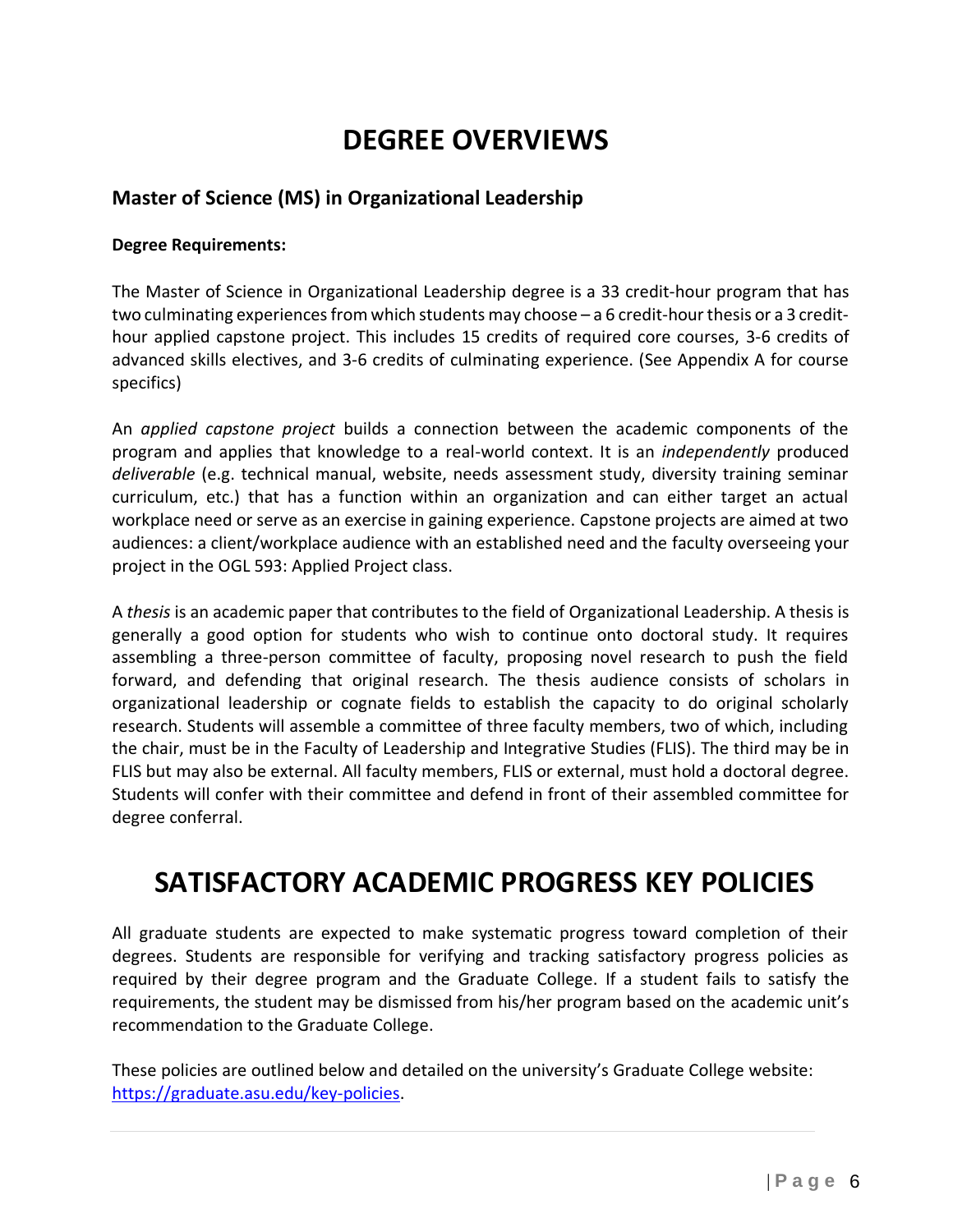# DEGREE OVERVIEWS

## Master of Science (MS) in Organizational Leadership

**Degree Requirements:**

The Master of Science in Organizational Leadership degree is a 33 credit-hour program that has two culminating experiences from which students may choose – a 6 credit-hour thesis or a 3 credit-hour applied capstone project. This includes 15 credits of required core courses, 3-6 credits of advanced skills electives, and 3-6 credits of culminating experience. (See Appendix A for course specifics)

An *applied capstone project* builds a connection between the academic components of the program and applies that knowledge to a real-world context. It is an *independently* produced *deliverable* (e.g. technical manual, website, needs assessment study, diversity training seminar curriculum, etc.) that has a function within an organization and can either target an actual workplace need or serve as an exercise in gaining experience. Capstone projects are aimed at two audiences: a client/workplace audience with an established need and the faculty overseeing your project in the OGL 593: Applied Project class.

A *thesis* is an academic paper that contributes to the field of Organizational Leadership. A thesis is generally a good option for students who wish to continue onto doctoral study. It requires assembling a three-person committee of faculty, proposing novel research to push the field forward, and defending that original research. The thesis audience consists of scholars in organizational leadership or cognate fields to establish the capacity to do original scholarly research. Students will assemble a committee of three faculty members, two of which, including the chair, must be in the Faculty of Leadership and Integrative Studies (FLIS). The third may be in FLIS but may also be external. All faculty members, FLIS or external, must hold a doctoral degree. Students will confer with their committee and defend in front of their assembled committee for degree conferral.

# SATISFACTORY ACADEMIC PROGRESS KEY POLICIES

All graduate students are expected to make systematic progress toward completion of their degrees. Students are responsible for verifying and tracking satisfactory progress policies as required by their degree program and the Graduate College. If a student fails to satisfy the requirements, the student may be dismissed from his/her program based on the academic unit's recommendation to the Graduate College.

These policies are outlined below and detailed on the university's Graduate College website: [https://graduate.asu.edu/key-policies](https://graduate.asu.edu/key-policies).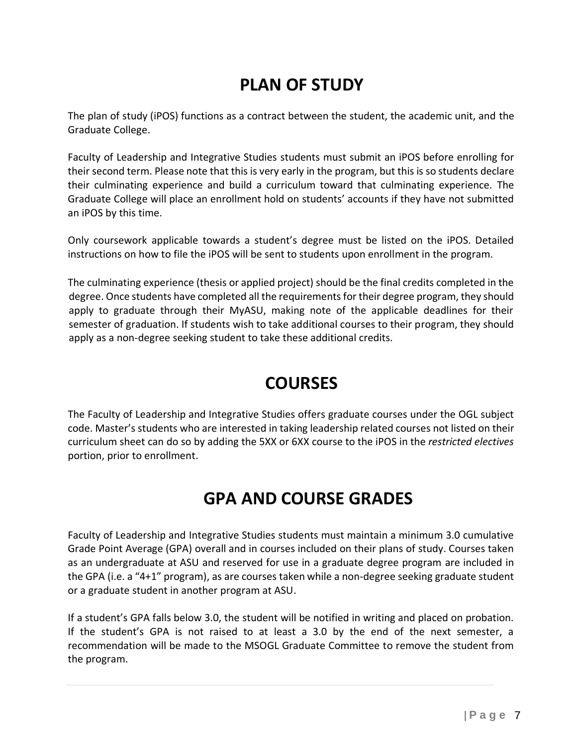# PLAN OF STUDY

The plan of study (iPOS) functions as a contract between the student, the academic unit, and the Graduate College.

Faculty of Leadership and Integrative Studies students must submit an iPOS before enrolling for their second term. Please note that this is very early in the program, but this is so students declare their culminating experience and build a curriculum toward that culminating experience. The Graduate College will place an enrollment hold on students' accounts if they have not submitted an iPOS by this time.

Only coursework applicable towards a student's degree must be listed on the iPOS. Detailed instructions on how to file the iPOS will be sent to students upon enrollment in the program.

The culminating experience (thesis or applied project) should be the final credits completed in the degree. Once students have completed all the requirements for their degree program, they should apply to graduate through their MyASU, making note of the applicable deadlines for their semester of graduation. If students wish to take additional courses to their program, they should apply as a non-degree seeking student to take these additional credits.

# COURSES

The Faculty of Leadership and Integrative Studies offers graduate courses under the OGL subject code. Master's students who are interested in taking leadership related courses not listed on their curriculum sheet can do so by adding the 5XX or 6XX course to the iPOS in the *restricted electives* portion, prior to enrollment.

# GPA AND COURSE GRADES

Faculty of Leadership and Integrative Studies students must maintain a minimum 3.0 cumulative Grade Point Average (GPA) overall and in courses included on their plans of study. Courses taken as an undergraduate at ASU and reserved for use in a graduate degree program are included in the GPA (i.e. a "4+1" program), as are courses taken while a non-degree seeking graduate student or a graduate student in another program at ASU.

If a student's GPA falls below 3.0, the student will be notified in writing and placed on probation. If the student's GPA is not raised to at least a 3.0 by the end of the next semester, a recommendation will be made to the MSOGL Graduate Committee to remove the student from the program.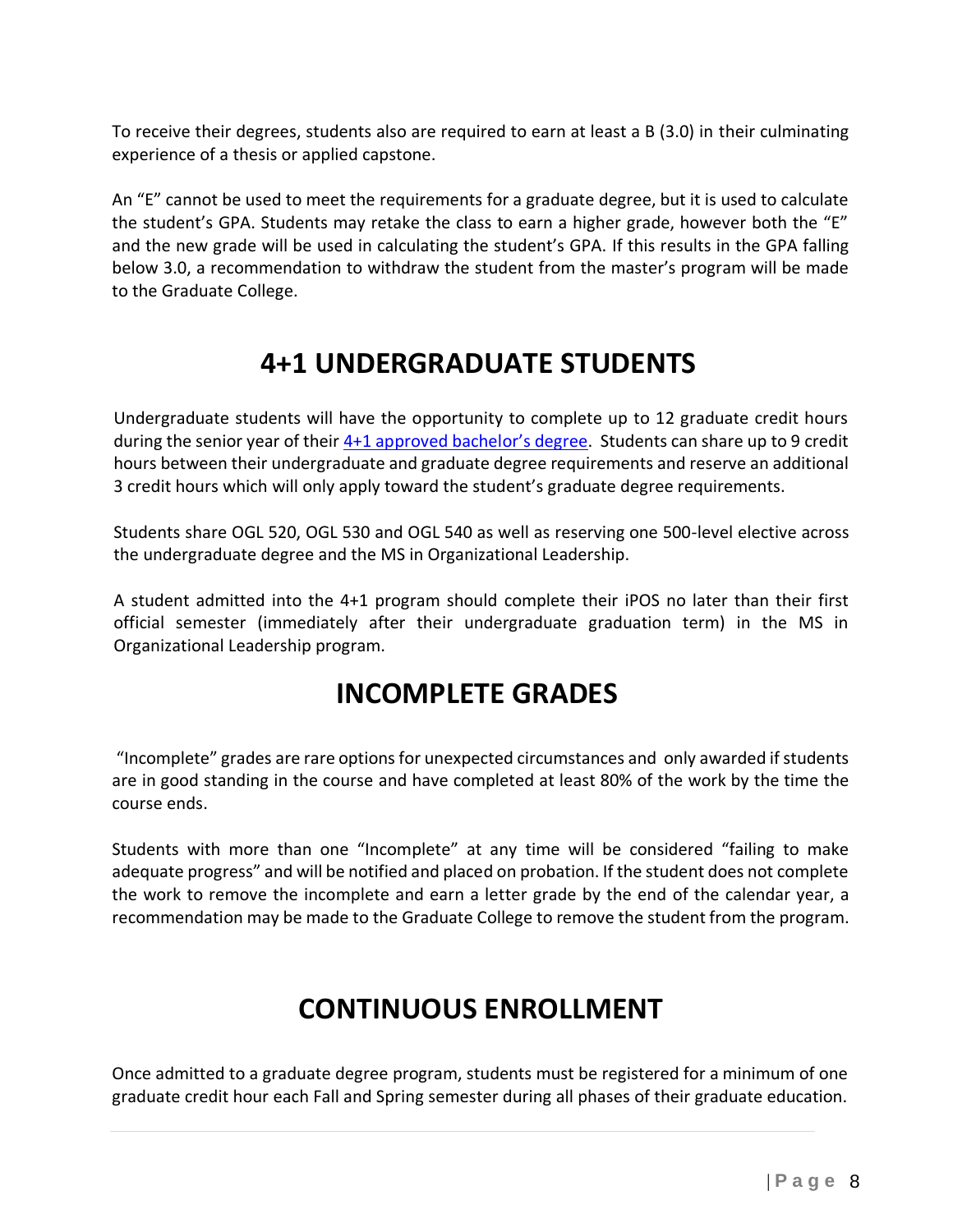To receive their degrees, students also are required to earn at least a B (3.0) in their culminating experience of a thesis or applied capstone.

An "E" cannot be used to meet the requirements for a graduate degree, but it is used to calculate the student's GPA. Students may retake the class to earn a higher grade, however both the "E" and the new grade will be used in calculating the student's GPA. If this results in the GPA falling below 3.0, a recommendation to withdraw the student from the master's program will be made to the Graduate College.

# 4+1 UNDERGRADUATE STUDENTS

Undergraduate students will have the opportunity to complete up to 12 graduate credit hours during the senior year of their [4+1 approved bachelor's degree](). Students can share up to 9 credit hours between their undergraduate and graduate degree requirements and reserve an additional 3 credit hours which will only apply toward the student's graduate degree requirements.

Students share OGL 520, OGL 530 and OGL 540 as well as reserving one 500-level elective across the undergraduate degree and the MS in Organizational Leadership.

A student admitted into the 4+1 program should complete their iPOS no later than their first official semester (immediately after their undergraduate graduation term) in the MS in Organizational Leadership program.

# INCOMPLETE GRADES

"Incomplete" grades are rare options for unexpected circumstances and only awarded if students are in good standing in the course and have completed at least 80% of the work by the time the course ends.

Students with more than one "Incomplete" at any time will be considered "failing to make adequate progress" and will be notified and placed on probation. If the student does not complete the work to remove the incomplete and earn a letter grade by the end of the calendar year, a recommendation may be made to the Graduate College to remove the student from the program.

# CONTINUOUS ENROLLMENT

Once admitted to a graduate degree program, students must be registered for a minimum of one graduate credit hour each Fall and Spring semester during all phases of their graduate education.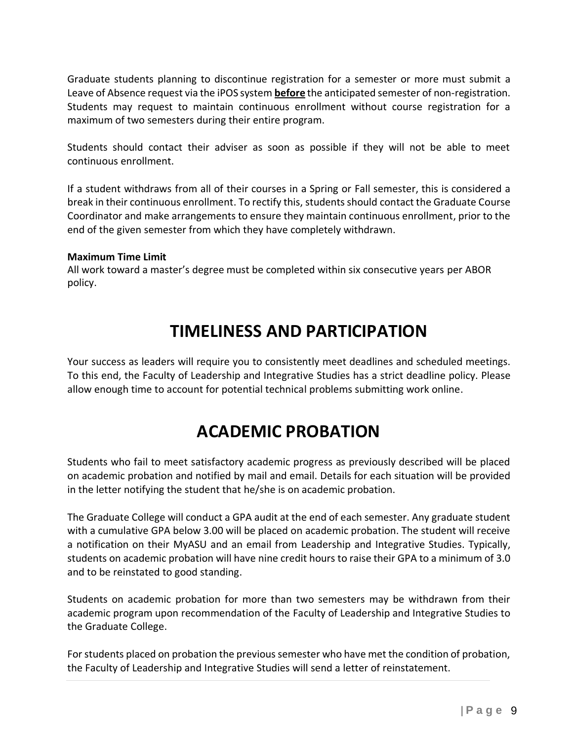Graduate students planning to discontinue registration for a semester or more must submit a Leave of Absence request via the iPOS system **before** the anticipated semester of non-registration. Students may request to maintain continuous enrollment without course registration for a maximum of two semesters during their entire program.

Students should contact their adviser as soon as possible if they will not be able to meet continuous enrollment.

If a student withdraws from all of their courses in a Spring or Fall semester, this is considered a break in their continuous enrollment. To rectify this, students should contact the Graduate Course Coordinator and make arrangements to ensure they maintain continuous enrollment, prior to the end of the given semester from which they have completely withdrawn.

**Maximum Time Limit**

All work toward a master's degree must be completed within six consecutive years per ABOR policy.

# TIMELINESS AND PARTICIPATION

Your success as leaders will require you to consistently meet deadlines and scheduled meetings. To this end, the Faculty of Leadership and Integrative Studies has a strict deadline policy. Please allow enough time to account for potential technical problems submitting work online.

# ACADEMIC PROBATION

Students who fail to meet satisfactory academic progress as previously described will be placed on academic probation and notified by mail and email. Details for each situation will be provided in the letter notifying the student that he/she is on academic probation.

The Graduate College will conduct a GPA audit at the end of each semester. Any graduate student with a cumulative GPA below 3.00 will be placed on academic probation. The student will receive a notification on their MyASU and an email from Leadership and Integrative Studies. Typically, students on academic probation will have nine credit hours to raise their GPA to a minimum of 3.0 and to be reinstated to good standing.

Students on academic probation for more than two semesters may be withdrawn from their academic program upon recommendation of the Faculty of Leadership and Integrative Studies to the Graduate College.

For students placed on probation the previous semester who have met the condition of probation, the Faculty of Leadership and Integrative Studies will send a letter of reinstatement.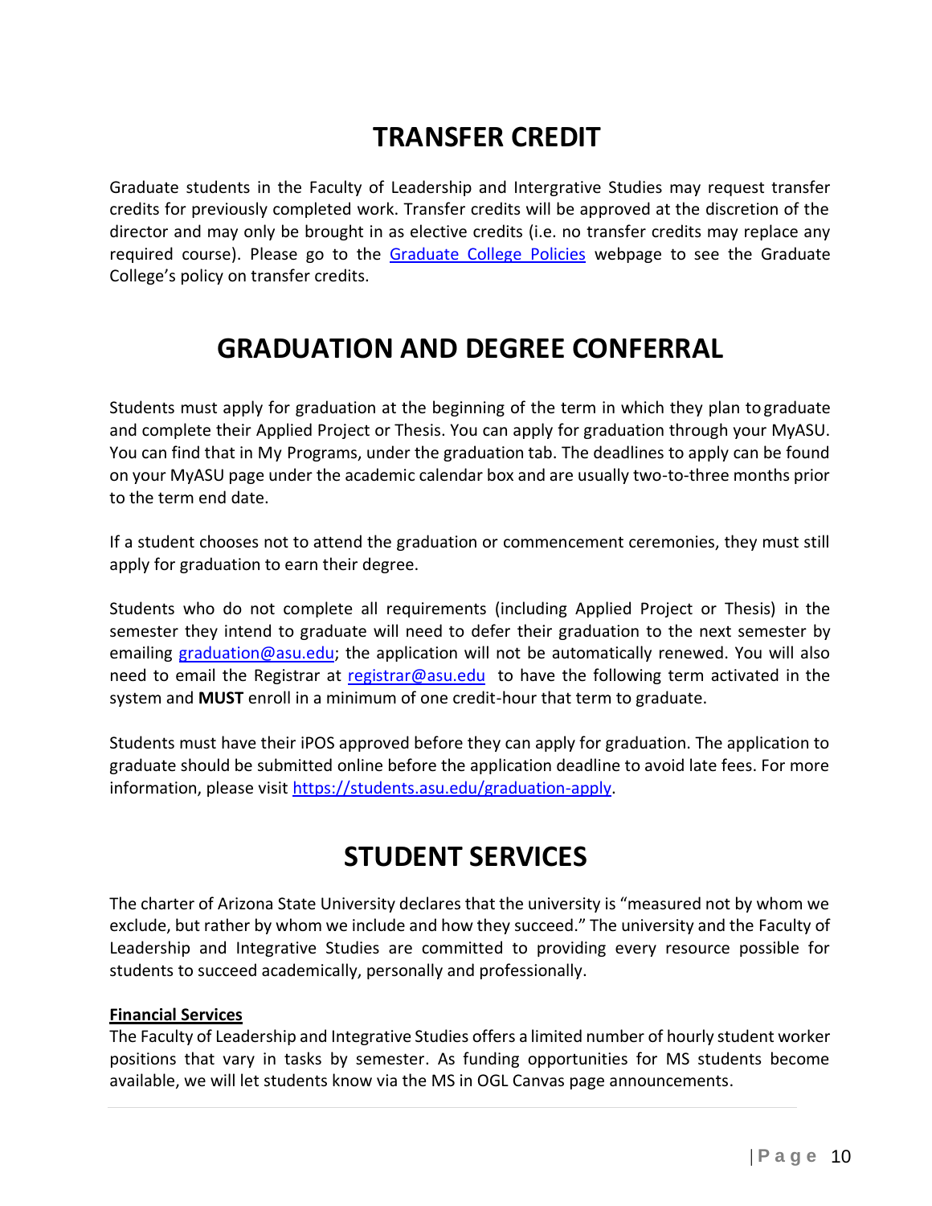# TRANSFER CREDIT

Graduate students in the Faculty of Leadership and Intergrative Studies may request transfer credits for previously completed work. Transfer credits will be approved at the discretion of the director and may only be brought in as elective credits (i.e. no transfer credits may replace any required course). Please go to the [Graduate College Policies](#) webpage to see the Graduate College's policy on transfer credits.

# GRADUATION AND DEGREE CONFERRAL

Students must apply for graduation at the beginning of the term in which they plan to graduate and complete their Applied Project or Thesis. You can apply for graduation through your MyASU. You can find that in My Programs, under the graduation tab. The deadlines to apply can be found on your MyASU page under the academic calendar box and are usually two-to-three months prior to the term end date.

If a student chooses not to attend the graduation or commencement ceremonies, they must still apply for graduation to earn their degree.

Students who do not complete all requirements (including Applied Project or Thesis) in the semester they intend to graduate will need to defer their graduation to the next semester by emailing graduation@asu.edu; the application will not be automatically renewed. You will also need to email the Registrar at registrar@asu.edu to have the following term activated in the system and **MUST** enroll in a minimum of one credit-hour that term to graduate.

Students must have their iPOS approved before they can apply for graduation. The application to graduate should be submitted online before the application deadline to avoid late fees. For more information, please visit https://students.asu.edu/graduation-apply.

# STUDENT SERVICES

The charter of Arizona State University declares that the university is "measured not by whom we exclude, but rather by whom we include and how they succeed." The university and the Faculty of Leadership and Integrative Studies are committed to providing every resource possible for students to succeed academically, personally and professionally.

**Financial Services**

The Faculty of Leadership and Integrative Studies offers a limited number of hourly student worker positions that vary in tasks by semester. As funding opportunities for MS students become available, we will let students know via the MS in OGL Canvas page announcements.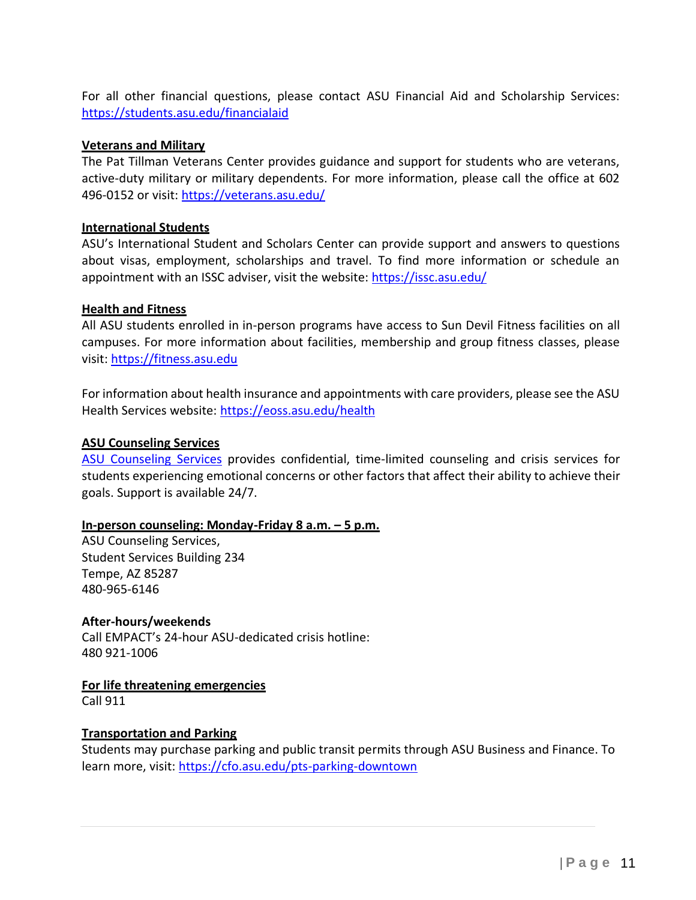For all other financial questions, please contact ASU Financial Aid and Scholarship Services: [https://students.asu.edu/financialaid](https://students.asu.edu/financialaid)

**Veterans and Military**

The Pat Tillman Veterans Center provides guidance and support for students who are veterans, active-duty military or military dependents. For more information, please call the office at 602 496-0152 or visit: [https://veterans.asu.edu/](https://veterans.asu.edu/)

**International Students**

ASU's International Student and Scholars Center can provide support and answers to questions about visas, employment, scholarships and travel. To find more information or schedule an appointment with an ISSC adviser, visit the website: [https://issc.asu.edu/](https://issc.asu.edu/)

**Health and Fitness**

All ASU students enrolled in in-person programs have access to Sun Devil Fitness facilities on all campuses. For more information about facilities, membership and group fitness classes, please visit: [https://fitness.asu.edu](https://fitness.asu.edu)

For information about health insurance and appointments with care providers, please see the ASU Health Services website: [https://eoss.asu.edu/health](https://eoss.asu.edu/health)

**ASU Counseling Services**

ASU Counseling Services provides confidential, time-limited counseling and crisis services for students experiencing emotional concerns or other factors that affect their ability to achieve their goals. Support is available 24/7.

**In-person counseling: Monday-Friday 8 a.m. – 5 p.m.**

ASU Counseling Services,
Student Services Building 234
Tempe, AZ 85287
480-965-6146

**After-hours/weekends**

Call EMPACT's 24-hour ASU-dedicated crisis hotline:
480 921-1006

**For life threatening emergencies**

Call 911

**Transportation and Parking**

Students may purchase parking and public transit permits through ASU Business and Finance. To learn more, visit: [https://cfo.asu.edu/pts-parking-downtown](https://cfo.asu.edu/pts-parking-downtown)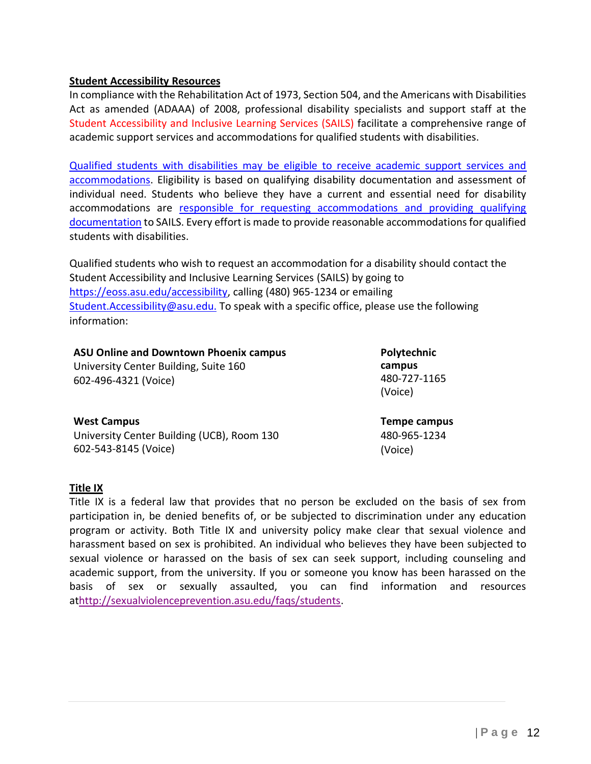**Student Accessibility Resources**

In compliance with the Rehabilitation Act of 1973, Section 504, and the Americans with Disabilities Act as amended (ADAAA) of 2008, professional disability specialists and support staff at the Student Accessibility and Inclusive Learning Services (SAILS) facilitate a comprehensive range of academic support services and accommodations for qualified students with disabilities.

Qualified students with disabilities may be eligible to receive academic support services and accommodations. Eligibility is based on qualifying disability documentation and assessment of individual need. Students who believe they have a current and essential need for disability accommodations are responsible for requesting accommodations and providing qualifying documentation to SAILS. Every effort is made to provide reasonable accommodations for qualified students with disabilities.

Qualified students who wish to request an accommodation for a disability should contact the Student Accessibility and Inclusive Learning Services (SAILS) by going to https://eoss.asu.edu/accessibility, calling (480) 965-1234 or emailing Student.Accessibility@asu.edu. To speak with a specific office, please use the following information:

**ASU Online and Downtown Phoenix campus**
University Center Building, Suite 160
602-496-4321 (Voice)

**Polytechnic campus**
480-727-1165 (Voice)

**West Campus**
University Center Building (UCB), Room 130
602-543-8145 (Voice)

**Tempe campus**
480-965-1234 (Voice)

**Title IX**

Title IX is a federal law that provides that no person be excluded on the basis of sex from participation in, be denied benefits of, or be subjected to discrimination under any education program or activity. Both Title IX and university policy make clear that sexual violence and harassment based on sex is prohibited. An individual who believes they have been subjected to sexual violence or harassed on the basis of sex can seek support, including counseling and academic support, from the university. If you or someone you know has been harassed on the basis of sex or sexually assaulted, you can find information and resources athttp://sexualviolenceprevention.asu.edu/faqs/students.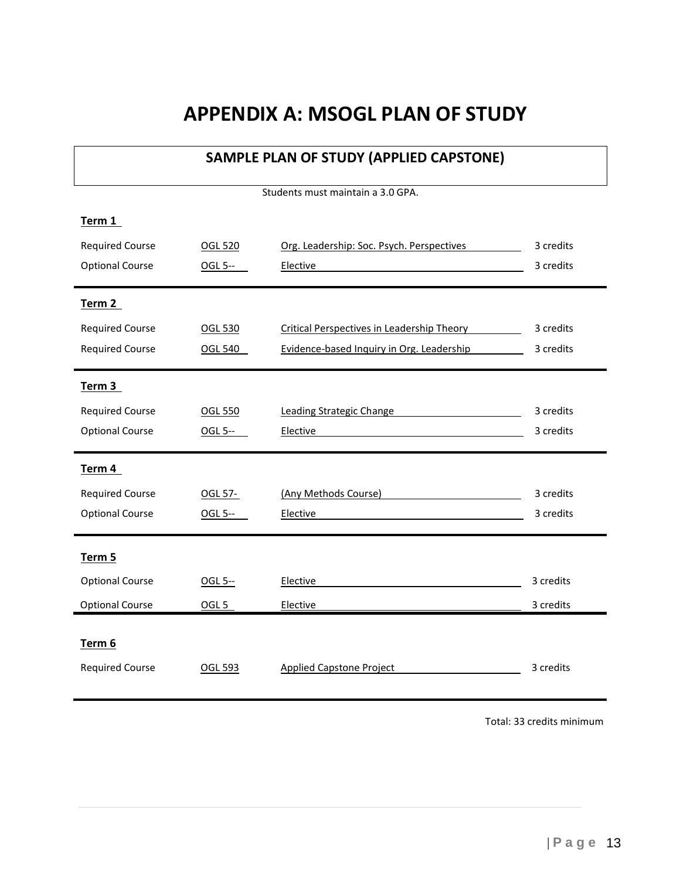# APPENDIX A: MSOGL PLAN OF STUDY

## SAMPLE PLAN OF STUDY (APPLIED CAPSTONE)

Students must maintain a 3.0 GPA.

**Term 1**

| | | | |
|---|---|---|---|
| Required Course | OGL 520 | Org. Leadership: Soc. Psych. Perspectives | 3 credits |
| Optional Course | OGL 5-- | Elective | 3 credits |

**Term 2**

| | | | |
|---|---|---|---|
| Required Course | OGL 530 | Critical Perspectives in Leadership Theory | 3 credits |
| Required Course | OGL 540 | Evidence-based Inquiry in Org. Leadership | 3 credits |

**Term 3**

| | | | |
|---|---|---|---|
| Required Course | OGL 550 | Leading Strategic Change | 3 credits |
| Optional Course | OGL 5-- | Elective | 3 credits |

**Term 4**

| | | | |
|---|---|---|---|
| Required Course | OGL 57- | (Any Methods Course) | 3 credits |
| Optional Course | OGL 5-- | Elective | 3 credits |

**Term 5**

| | | | |
|---|---|---|---|
| Optional Course | OGL 5-- | Elective | 3 credits |
| Optional Course | OGL 5 | Elective | 3 credits |

**Term 6**

| | | | |
|---|---|---|---|
| Required Course | OGL 593 | Applied Capstone Project | 3 credits |

Total: 33 credits minimum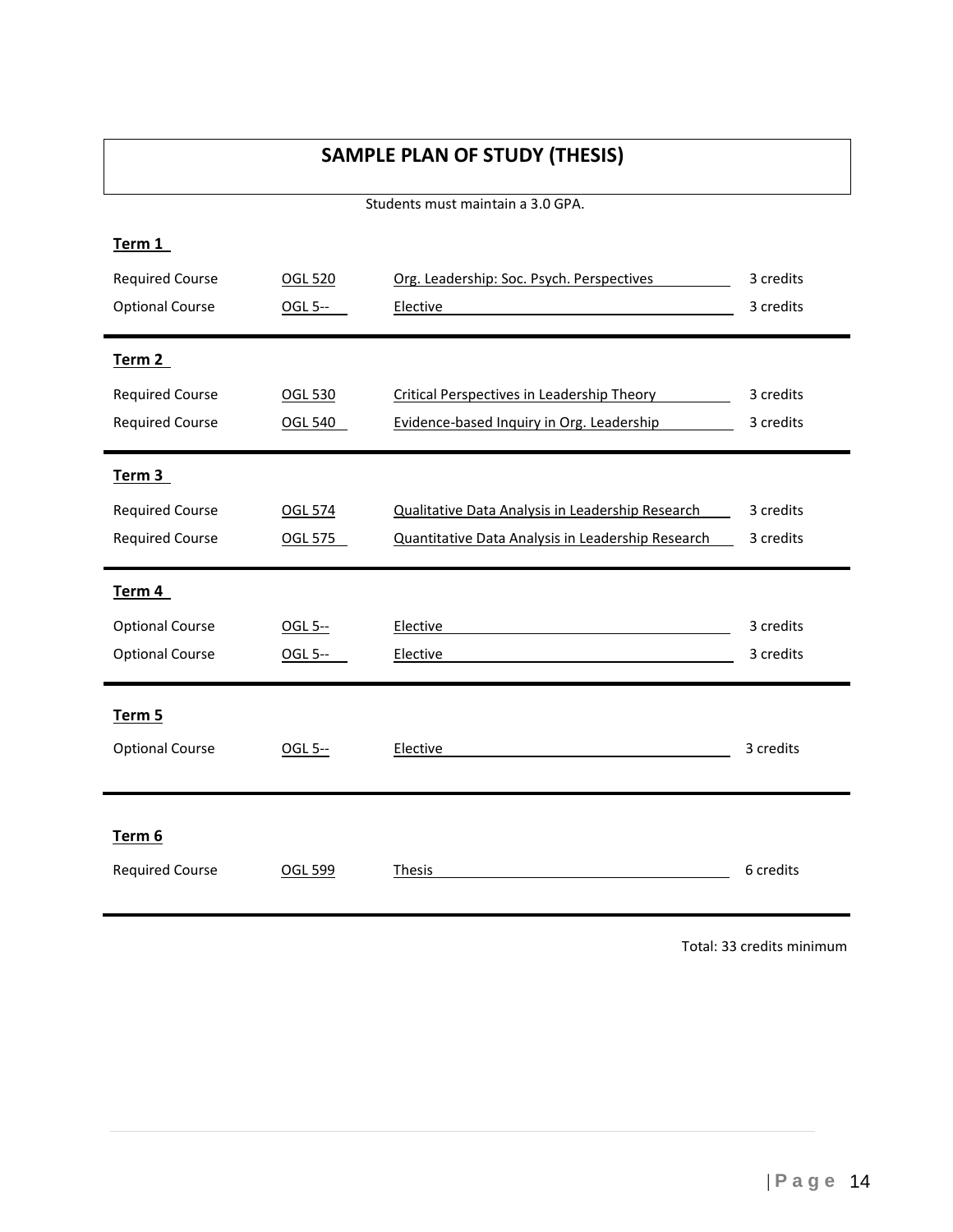# SAMPLE PLAN OF STUDY (THESIS)

Students must maintain a 3.0 GPA.

**Term 1**

| | | | |
|---|---|---|---|
| Required Course | OGL 520 | Org. Leadership: Soc. Psych. Perspectives | 3 credits |
| Optional Course | OGL 5-- | Elective | 3 credits |

**Term 2**

| | | | |
|---|---|---|---|
| Required Course | OGL 530 | Critical Perspectives in Leadership Theory | 3 credits |
| Required Course | OGL 540 | Evidence-based Inquiry in Org. Leadership | 3 credits |

**Term 3**

| | | | |
|---|---|---|---|
| Required Course | OGL 574 | Qualitative Data Analysis in Leadership Research | 3 credits |
| Required Course | OGL 575 | Quantitative Data Analysis in Leadership Research | 3 credits |

**Term 4**

| | | | |
|---|---|---|---|
| Optional Course | OGL 5-- | Elective | 3 credits |
| Optional Course | OGL 5-- | Elective | 3 credits |

**Term 5**

| | | | |
|---|---|---|---|
| Optional Course | OGL 5-- | Elective | 3 credits |

**Term 6**

| | | | |
|---|---|---|---|
| Required Course | OGL 599 | Thesis | 6 credits |

Total: 33 credits minimum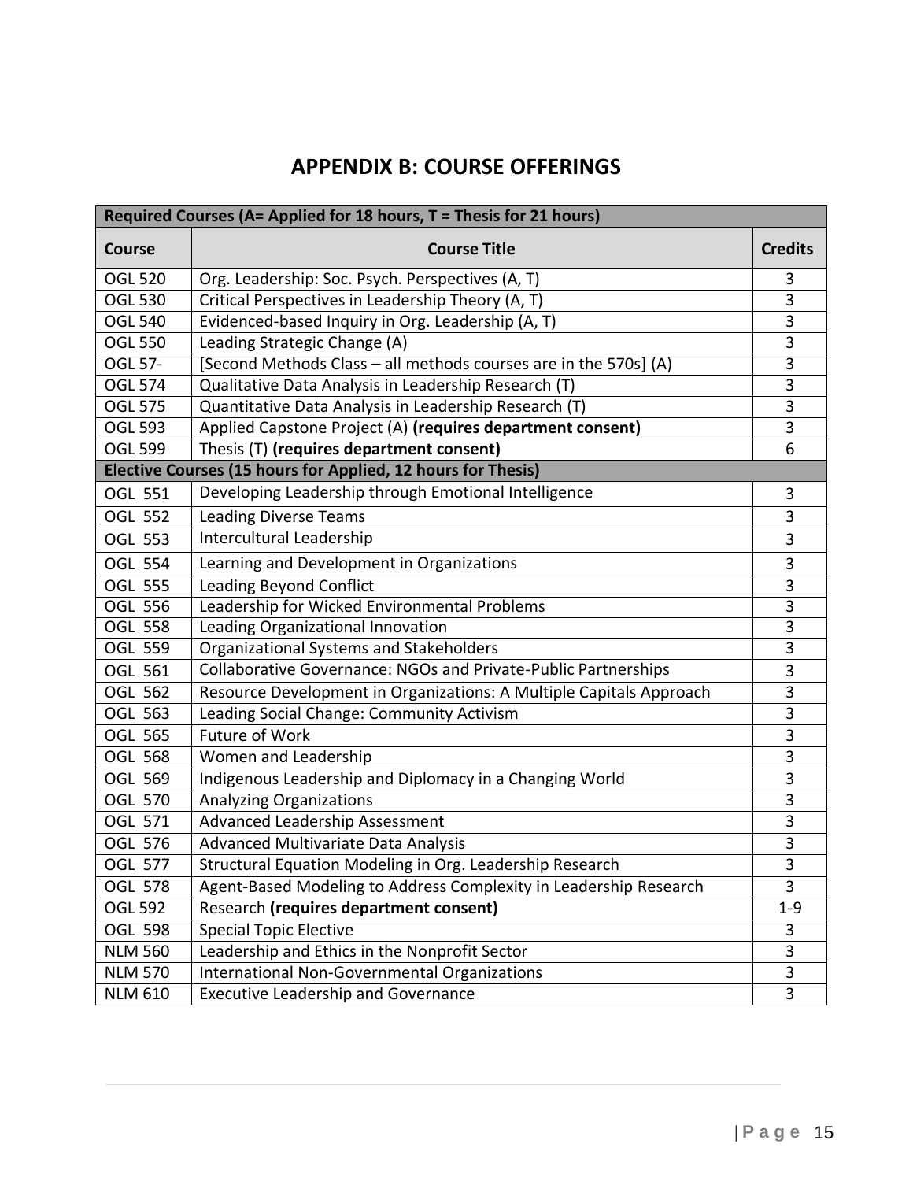## APPENDIX B: COURSE OFFERINGS

| Required Courses (A= Applied for 18 hours, T = Thesis for 21 hours) | | |
|---|---|---|
| **Course** | **Course Title** | **Credits** |
| OGL 520 | Org. Leadership: Soc. Psych. Perspectives (A, T) | 3 |
| OGL 530 | Critical Perspectives in Leadership Theory (A, T) | 3 |
| OGL 540 | Evidenced-based Inquiry in Org. Leadership (A, T) | 3 |
| OGL 550 | Leading Strategic Change (A) | 3 |
| OGL 57- | [Second Methods Class – all methods courses are in the 570s] (A) | 3 |
| OGL 574 | Qualitative Data Analysis in Leadership Research (T) | 3 |
| OGL 575 | Quantitative Data Analysis in Leadership Research (T) | 3 |
| OGL 593 | Applied Capstone Project (A) **(requires department consent)** | 3 |
| OGL 599 | Thesis (T) **(requires department consent)** | 6 |
| **Elective Courses (15 hours for Applied, 12 hours for Thesis)** | | |
| OGL 551 | Developing Leadership through Emotional Intelligence | 3 |
| OGL 552 | Leading Diverse Teams | 3 |
| OGL 553 | Intercultural Leadership | 3 |
| OGL 554 | Learning and Development in Organizations | 3 |
| OGL 555 | Leading Beyond Conflict | 3 |
| OGL 556 | Leadership for Wicked Environmental Problems | 3 |
| OGL 558 | Leading Organizational Innovation | 3 |
| OGL 559 | Organizational Systems and Stakeholders | 3 |
| OGL 561 | Collaborative Governance: NGOs and Private-Public Partnerships | 3 |
| OGL 562 | Resource Development in Organizations: A Multiple Capitals Approach | 3 |
| OGL 563 | Leading Social Change: Community Activism | 3 |
| OGL 565 | Future of Work | 3 |
| OGL 568 | Women and Leadership | 3 |
| OGL 569 | Indigenous Leadership and Diplomacy in a Changing World | 3 |
| OGL 570 | Analyzing Organizations | 3 |
| OGL 571 | Advanced Leadership Assessment | 3 |
| OGL 576 | Advanced Multivariate Data Analysis | 3 |
| OGL 577 | Structural Equation Modeling in Org. Leadership Research | 3 |
| OGL 578 | Agent-Based Modeling to Address Complexity in Leadership Research | 3 |
| OGL 592 | Research **(requires department consent)** | 1-9 |
| OGL 598 | Special Topic Elective | 3 |
| NLM 560 | Leadership and Ethics in the Nonprofit Sector | 3 |
| NLM 570 | International Non-Governmental Organizations | 3 |
| NLM 610 | Executive Leadership and Governance | 3 |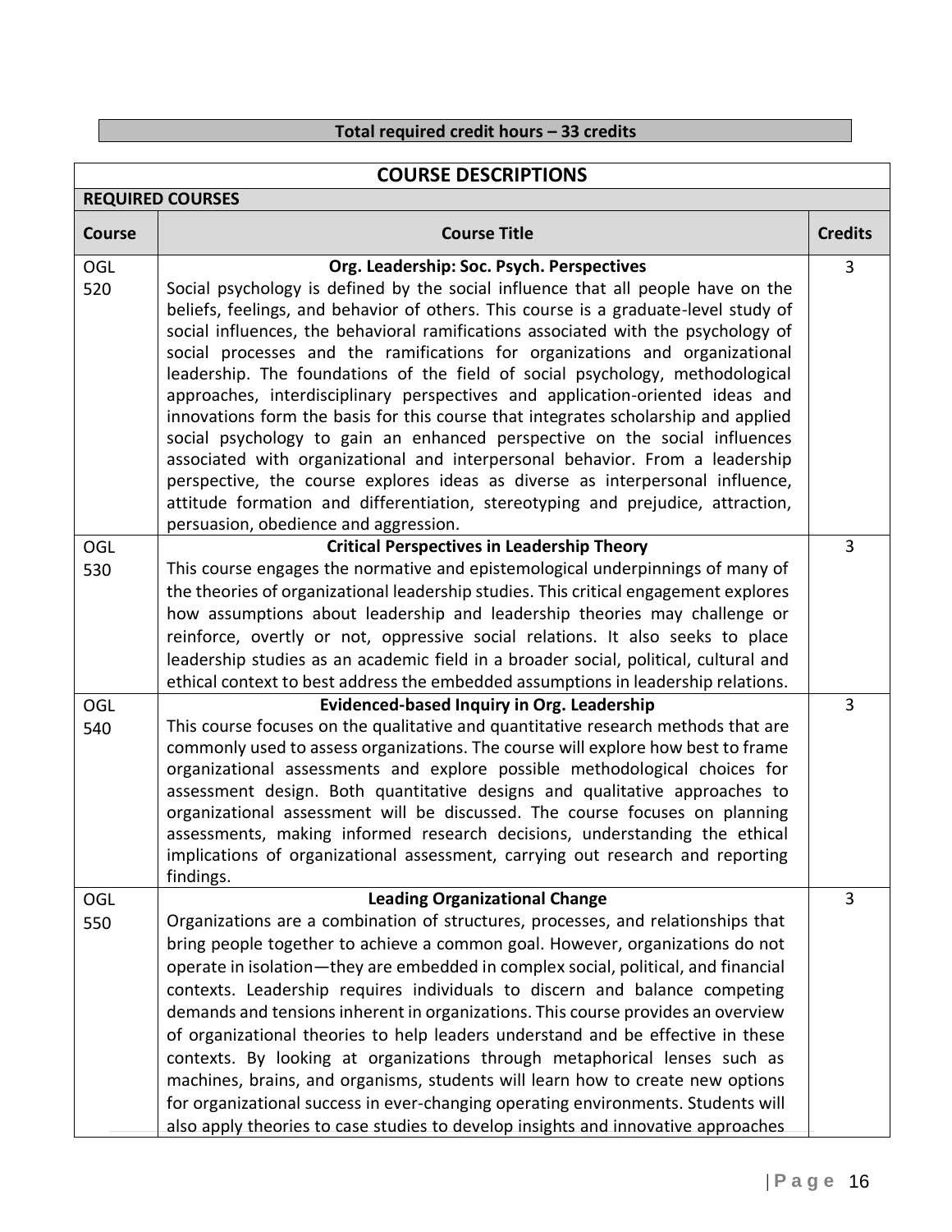**Total required credit hours – 33 credits**

## COURSE DESCRIPTIONS

**REQUIRED COURSES**

| Course | Course Title | Credits |
|---|---|---|
| OGL 520 | **Org. Leadership: Soc. Psych. Perspectives**<br>Social psychology is defined by the social influence that all people have on the beliefs, feelings, and behavior of others. This course is a graduate-level study of social influences, the behavioral ramifications associated with the psychology of social processes and the ramifications for organizations and organizational leadership. The foundations of the field of social psychology, methodological approaches, interdisciplinary perspectives and application-oriented ideas and innovations form the basis for this course that integrates scholarship and applied social psychology to gain an enhanced perspective on the social influences associated with organizational and interpersonal behavior. From a leadership perspective, the course explores ideas as diverse as interpersonal influence, attitude formation and differentiation, stereotyping and prejudice, attraction, persuasion, obedience and aggression. | 3 |
| OGL 530 | **Critical Perspectives in Leadership Theory**<br>This course engages the normative and epistemological underpinnings of many of the theories of organizational leadership studies. This critical engagement explores how assumptions about leadership and leadership theories may challenge or reinforce, overtly or not, oppressive social relations. It also seeks to place leadership studies as an academic field in a broader social, political, cultural and ethical context to best address the embedded assumptions in leadership relations. | 3 |
| OGL 540 | **Evidenced-based Inquiry in Org. Leadership**<br>This course focuses on the qualitative and quantitative research methods that are commonly used to assess organizations. The course will explore how best to frame organizational assessments and explore possible methodological choices for assessment design. Both quantitative designs and qualitative approaches to organizational assessment will be discussed. The course focuses on planning assessments, making informed research decisions, understanding the ethical implications of organizational assessment, carrying out research and reporting findings. | 3 |
| OGL 550 | **Leading Organizational Change**<br>Organizations are a combination of structures, processes, and relationships that bring people together to achieve a common goal. However, organizations do not operate in isolation—they are embedded in complex social, political, and financial contexts. Leadership requires individuals to discern and balance competing demands and tensions inherent in organizations. This course provides an overview of organizational theories to help leaders understand and be effective in these contexts. By looking at organizations through metaphorical lenses such as machines, brains, and organisms, students will learn how to create new options for organizational success in ever-changing operating environments. Students will also apply theories to case studies to develop insights and innovative approaches | 3 |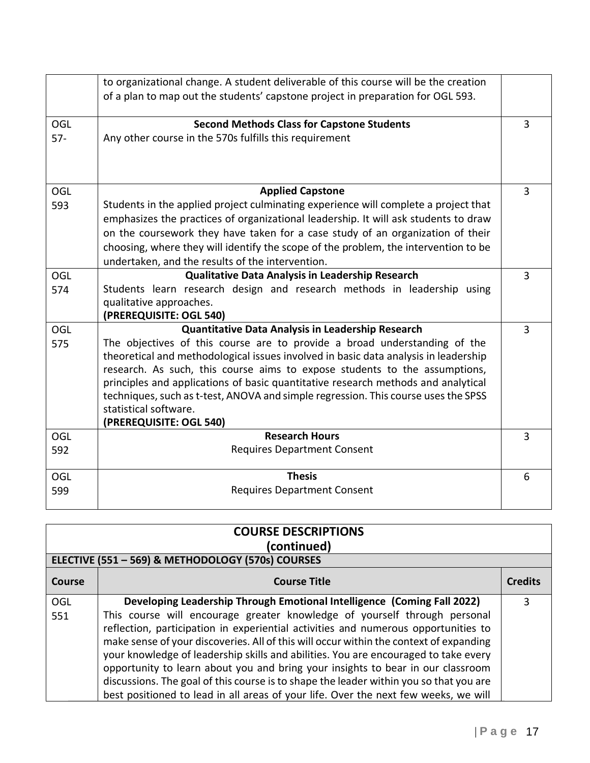| | | |
|---|---|---|
| | to organizational change. A student deliverable of this course will be the creation of a plan to map out the students' capstone project in preparation for OGL 593. | |
| OGL 57- | **Second Methods Class for Capstone Students**<br>Any other course in the 570s fulfills this requirement | 3 |
| OGL 593 | **Applied Capstone**<br>Students in the applied project culminating experience will complete a project that emphasizes the practices of organizational leadership. It will ask students to draw on the coursework they have taken for a case study of an organization of their choosing, where they will identify the scope of the problem, the intervention to be undertaken, and the results of the intervention. | 3 |
| OGL 574 | **Qualitative Data Analysis in Leadership Research**<br>Students learn research design and research methods in leadership using qualitative approaches.<br>**(PREREQUISITE: OGL 540)** | 3 |
| OGL 575 | **Quantitative Data Analysis in Leadership Research**<br>The objectives of this course are to provide a broad understanding of the theoretical and methodological issues involved in basic data analysis in leadership research. As such, this course aims to expose students to the assumptions, principles and applications of basic quantitative research methods and analytical techniques, such as t-test, ANOVA and simple regression. This course uses the SPSS statistical software.<br>**(PREREQUISITE: OGL 540)** | 3 |
| OGL 592 | **Research Hours**<br>Requires Department Consent | 3 |
| OGL 599 | **Thesis**<br>Requires Department Consent | 6 |

## COURSE DESCRIPTIONS (continued)

**ELECTIVE (551 – 569) & METHODOLOGY (570s) COURSES**

| Course | Course Title | Credits |
|---|---|---|
| OGL 551 | **Developing Leadership Through Emotional Intelligence (Coming Fall 2022)**<br>This course will encourage greater knowledge of yourself through personal reflection, participation in experiential activities and numerous opportunities to make sense of your discoveries. All of this will occur within the context of expanding your knowledge of leadership skills and abilities. You are encouraged to take every opportunity to learn about you and bring your insights to bear in our classroom discussions. The goal of this course is to shape the leader within you so that you are best positioned to lead in all areas of your life. Over the next few weeks, we will | 3 |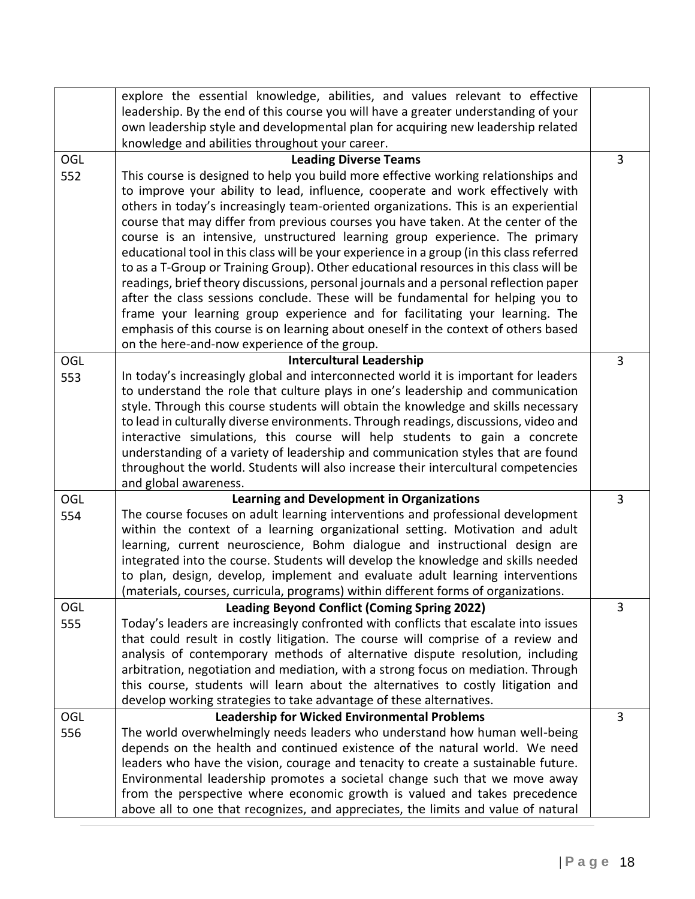| | | |
|---|---|---|
| | explore the essential knowledge, abilities, and values relevant to effective leadership. By the end of this course you will have a greater understanding of your own leadership style and developmental plan for acquiring new leadership related knowledge and abilities throughout your career. | |
| OGL 552 | **Leading Diverse Teams**<br>This course is designed to help you build more effective working relationships and to improve your ability to lead, influence, cooperate and work effectively with others in today's increasingly team-oriented organizations. This is an experiential course that may differ from previous courses you have taken. At the center of the course is an intensive, unstructured learning group experience. The primary educational tool in this class will be your experience in a group (in this class referred to as a T-Group or Training Group). Other educational resources in this class will be readings, brief theory discussions, personal journals and a personal reflection paper after the class sessions conclude. These will be fundamental for helping you to frame your learning group experience and for facilitating your learning. The emphasis of this course is on learning about oneself in the context of others based on the here-and-now experience of the group. | 3 |
| OGL 553 | **Intercultural Leadership**<br>In today's increasingly global and interconnected world it is important for leaders to understand the role that culture plays in one's leadership and communication style. Through this course students will obtain the knowledge and skills necessary to lead in culturally diverse environments. Through readings, discussions, video and interactive simulations, this course will help students to gain a concrete understanding of a variety of leadership and communication styles that are found throughout the world. Students will also increase their intercultural competencies and global awareness. | 3 |
| OGL 554 | **Learning and Development in Organizations**<br>The course focuses on adult learning interventions and professional development within the context of a learning organizational setting. Motivation and adult learning, current neuroscience, Bohm dialogue and instructional design are integrated into the course. Students will develop the knowledge and skills needed to plan, design, develop, implement and evaluate adult learning interventions (materials, courses, curricula, programs) within different forms of organizations. | 3 |
| OGL 555 | **Leading Beyond Conflict (Coming Spring 2022)**<br>Today's leaders are increasingly confronted with conflicts that escalate into issues that could result in costly litigation. The course will comprise of a review and analysis of contemporary methods of alternative dispute resolution, including arbitration, negotiation and mediation, with a strong focus on mediation. Through this course, students will learn about the alternatives to costly litigation and develop working strategies to take advantage of these alternatives. | 3 |
| OGL 556 | **Leadership for Wicked Environmental Problems**<br>The world overwhelmingly needs leaders who understand how human well-being depends on the health and continued existence of the natural world. We need leaders who have the vision, courage and tenacity to create a sustainable future. Environmental leadership promotes a societal change such that we move away from the perspective where economic growth is valued and takes precedence above all to one that recognizes, and appreciates, the limits and value of natural | 3 |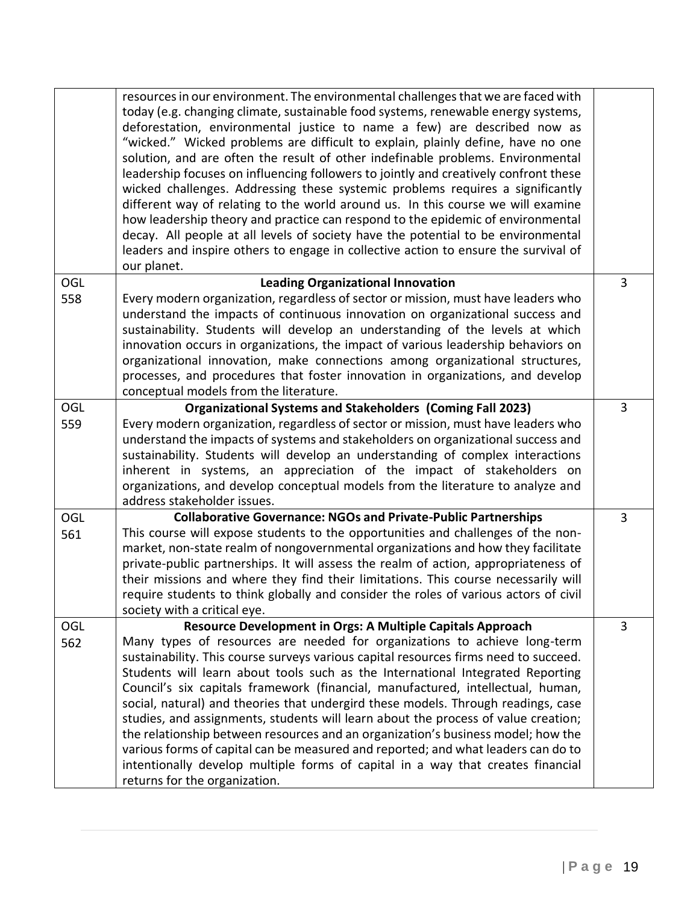| | | |
|---|---|---|
| | resources in our environment. The environmental challenges that we are faced with today (e.g. changing climate, sustainable food systems, renewable energy systems, deforestation, environmental justice to name a few) are described now as "wicked." Wicked problems are difficult to explain, plainly define, have no one solution, and are often the result of other indefinable problems. Environmental leadership focuses on influencing followers to jointly and creatively confront these wicked challenges. Addressing these systemic problems requires a significantly different way of relating to the world around us. In this course we will examine how leadership theory and practice can respond to the epidemic of environmental decay. All people at all levels of society have the potential to be environmental leaders and inspire others to engage in collective action to ensure the survival of our planet. | |
| OGL 558 | **Leading Organizational Innovation**<br>Every modern organization, regardless of sector or mission, must have leaders who understand the impacts of continuous innovation on organizational success and sustainability. Students will develop an understanding of the levels at which innovation occurs in organizations, the impact of various leadership behaviors on organizational innovation, make connections among organizational structures, processes, and procedures that foster innovation in organizations, and develop conceptual models from the literature. | 3 |
| OGL 559 | **Organizational Systems and Stakeholders (Coming Fall 2023)**<br>Every modern organization, regardless of sector or mission, must have leaders who understand the impacts of systems and stakeholders on organizational success and sustainability. Students will develop an understanding of complex interactions inherent in systems, an appreciation of the impact of stakeholders on organizations, and develop conceptual models from the literature to analyze and address stakeholder issues. | 3 |
| OGL 561 | **Collaborative Governance: NGOs and Private-Public Partnerships**<br>This course will expose students to the opportunities and challenges of the non-market, non-state realm of nongovernmental organizations and how they facilitate private-public partnerships. It will assess the realm of action, appropriateness of their missions and where they find their limitations. This course necessarily will require students to think globally and consider the roles of various actors of civil society with a critical eye. | 3 |
| OGL 562 | **Resource Development in Orgs: A Multiple Capitals Approach**<br>Many types of resources are needed for organizations to achieve long-term sustainability. This course surveys various capital resources firms need to succeed. Students will learn about tools such as the International Integrated Reporting Council's six capitals framework (financial, manufactured, intellectual, human, social, natural) and theories that undergird these models. Through readings, case studies, and assignments, students will learn about the process of value creation; the relationship between resources and an organization's business model; how the various forms of capital can be measured and reported; and what leaders can do to intentionally develop multiple forms of capital in a way that creates financial returns for the organization. | 3 |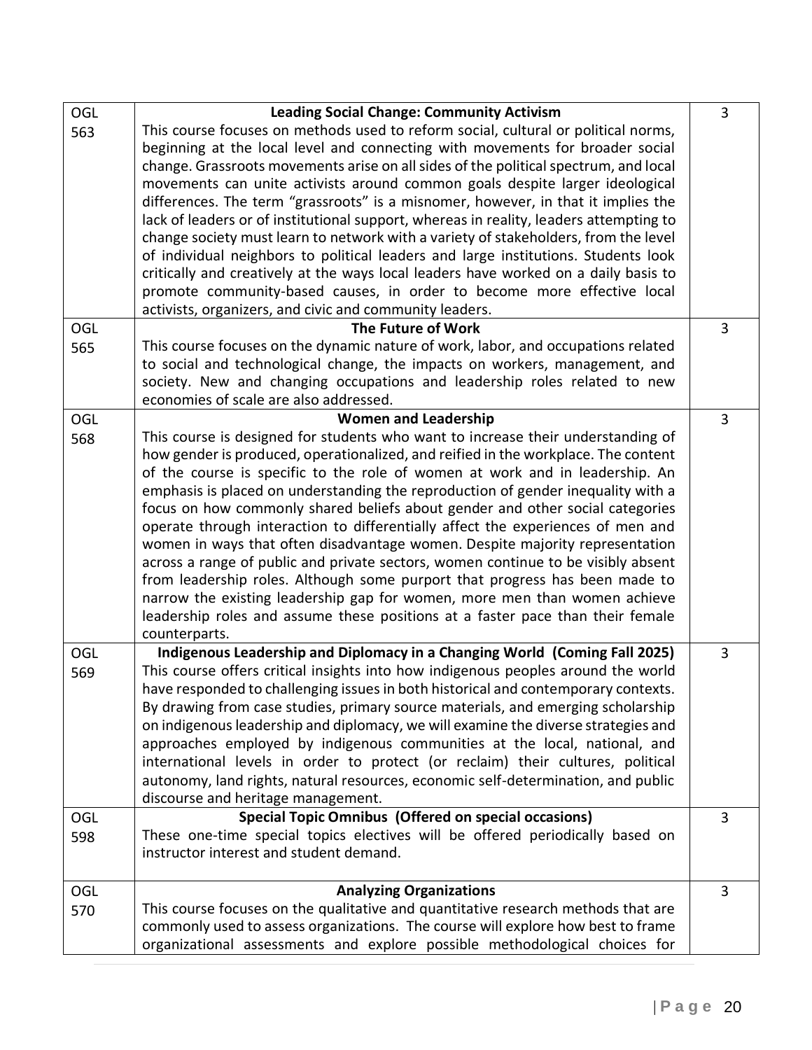| | | |
|---|---|---|
| OGL 563 | **Leading Social Change: Community Activism**<br>This course focuses on methods used to reform social, cultural or political norms, beginning at the local level and connecting with movements for broader social change. Grassroots movements arise on all sides of the political spectrum, and local movements can unite activists around common goals despite larger ideological differences. The term "grassroots" is a misnomer, however, in that it implies the lack of leaders or of institutional support, whereas in reality, leaders attempting to change society must learn to network with a variety of stakeholders, from the level of individual neighbors to political leaders and large institutions. Students look critically and creatively at the ways local leaders have worked on a daily basis to promote community-based causes, in order to become more effective local activists, organizers, and civic and community leaders. | 3 |
| OGL 565 | **The Future of Work**<br>This course focuses on the dynamic nature of work, labor, and occupations related to social and technological change, the impacts on workers, management, and society. New and changing occupations and leadership roles related to new economies of scale are also addressed. | 3 |
| OGL 568 | **Women and Leadership**<br>This course is designed for students who want to increase their understanding of how gender is produced, operationalized, and reified in the workplace. The content of the course is specific to the role of women at work and in leadership. An emphasis is placed on understanding the reproduction of gender inequality with a focus on how commonly shared beliefs about gender and other social categories operate through interaction to differentially affect the experiences of men and women in ways that often disadvantage women. Despite majority representation across a range of public and private sectors, women continue to be visibly absent from leadership roles. Although some purport that progress has been made to narrow the existing leadership gap for women, more men than women achieve leadership roles and assume these positions at a faster pace than their female counterparts. | 3 |
| OGL 569 | **Indigenous Leadership and Diplomacy in a Changing World (Coming Fall 2025)**<br>This course offers critical insights into how indigenous peoples around the world have responded to challenging issues in both historical and contemporary contexts. By drawing from case studies, primary source materials, and emerging scholarship on indigenous leadership and diplomacy, we will examine the diverse strategies and approaches employed by indigenous communities at the local, national, and international levels in order to protect (or reclaim) their cultures, political autonomy, land rights, natural resources, economic self-determination, and public discourse and heritage management. | 3 |
| OGL 598 | **Special Topic Omnibus (Offered on special occasions)**<br>These one-time special topics electives will be offered periodically based on instructor interest and student demand. | 3 |
| OGL 570 | **Analyzing Organizations**<br>This course focuses on the qualitative and quantitative research methods that are commonly used to assess organizations. The course will explore how best to frame organizational assessments and explore possible methodological choices for | 3 |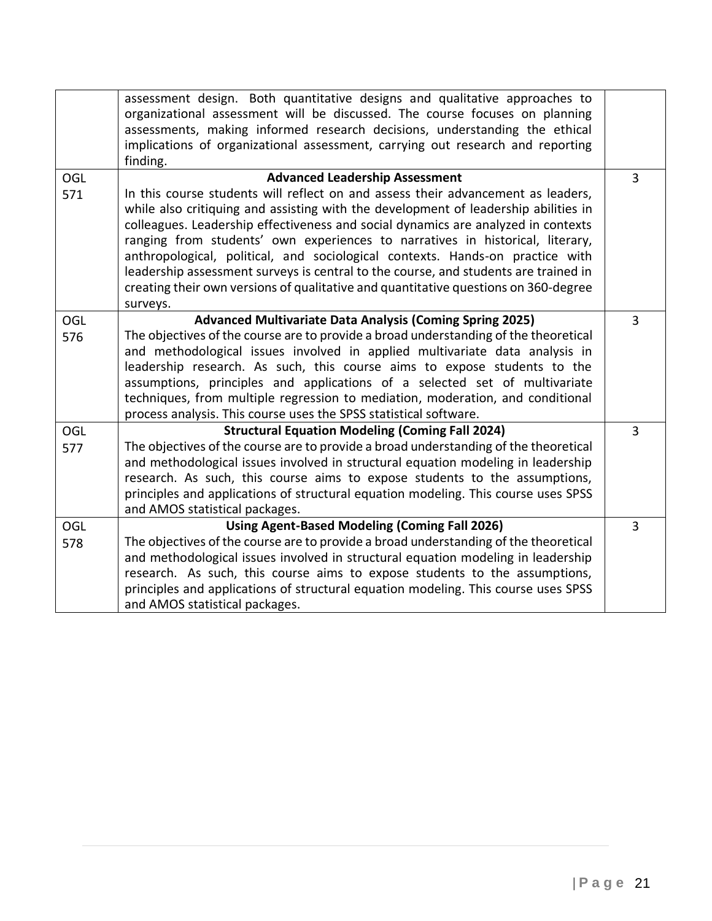| | | |
|---|---|---|
| | assessment design. Both quantitative designs and qualitative approaches to organizational assessment will be discussed. The course focuses on planning assessments, making informed research decisions, understanding the ethical implications of organizational assessment, carrying out research and reporting finding. | |
| OGL 571 | **Advanced Leadership Assessment** In this course students will reflect on and assess their advancement as leaders, while also critiquing and assisting with the development of leadership abilities in colleagues. Leadership effectiveness and social dynamics are analyzed in contexts ranging from students' own experiences to narratives in historical, literary, anthropological, political, and sociological contexts. Hands-on practice with leadership assessment surveys is central to the course, and students are trained in creating their own versions of qualitative and quantitative questions on 360-degree surveys. | 3 |
| OGL 576 | **Advanced Multivariate Data Analysis (Coming Spring 2025)** The objectives of the course are to provide a broad understanding of the theoretical and methodological issues involved in applied multivariate data analysis in leadership research. As such, this course aims to expose students to the assumptions, principles and applications of a selected set of multivariate techniques, from multiple regression to mediation, moderation, and conditional process analysis. This course uses the SPSS statistical software. | 3 |
| OGL 577 | **Structural Equation Modeling (Coming Fall 2024)** The objectives of the course are to provide a broad understanding of the theoretical and methodological issues involved in structural equation modeling in leadership research. As such, this course aims to expose students to the assumptions, principles and applications of structural equation modeling. This course uses SPSS and AMOS statistical packages. | 3 |
| OGL 578 | **Using Agent-Based Modeling (Coming Fall 2026)** The objectives of the course are to provide a broad understanding of the theoretical and methodological issues involved in structural equation modeling in leadership research. As such, this course aims to expose students to the assumptions, principles and applications of structural equation modeling. This course uses SPSS and AMOS statistical packages. | 3 |